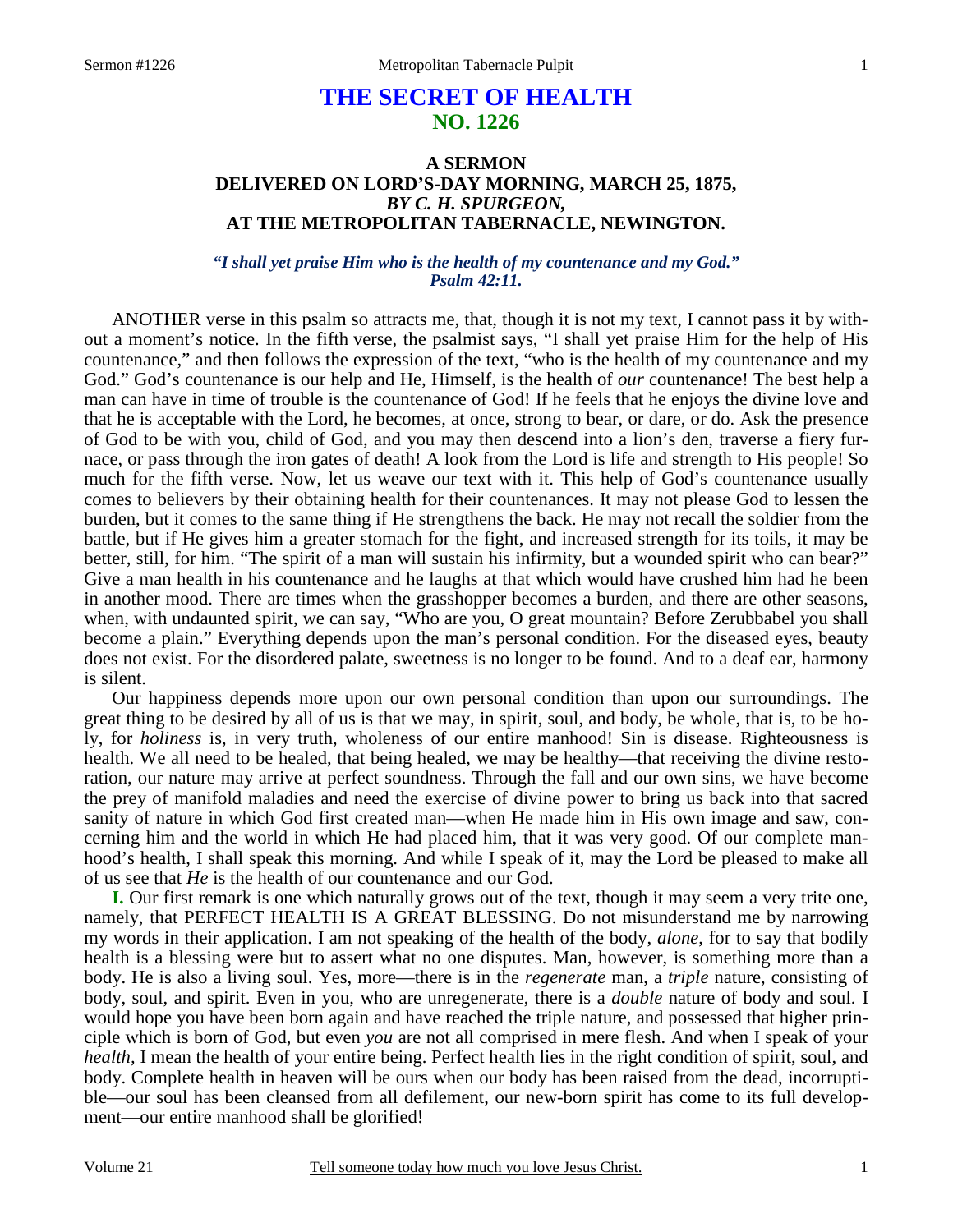# THE SECRET OF HEALTH
## NO. 1226

### A SERMON
### DELIVERED ON LORD'S-DAY MORNING, MARCH 25, 1875,
### *BY C. H. SPURGEON,*
### AT THE METROPOLITAN TABERNACLE, NEWINGTON.

*"I shall yet praise Him who is the health of my countenance and my God."*
*Psalm 42:11.*

ANOTHER verse in this psalm so attracts me, that, though it is not my text, I cannot pass it by without a moment's notice. In the fifth verse, the psalmist says, "I shall yet praise Him for the help of His countenance," and then follows the expression of the text, "who is the health of my countenance and my God." God's countenance is our help and He, Himself, is the health of *our* countenance! The best help a man can have in time of trouble is the countenance of God! If he feels that he enjoys the divine love and that he is acceptable with the Lord, he becomes, at once, strong to bear, or dare, or do. Ask the presence of God to be with you, child of God, and you may then descend into a lion's den, traverse a fiery furnace, or pass through the iron gates of death! A look from the Lord is life and strength to His people! So much for the fifth verse. Now, let us weave our text with it. This help of God's countenance usually comes to believers by their obtaining health for their countenances. It may not please God to lessen the burden, but it comes to the same thing if He strengthens the back. He may not recall the soldier from the battle, but if He gives him a greater stomach for the fight, and increased strength for its toils, it may be better, still, for him. "The spirit of a man will sustain his infirmity, but a wounded spirit who can bear?" Give a man health in his countenance and he laughs at that which would have crushed him had he been in another mood. There are times when the grasshopper becomes a burden, and there are other seasons, when, with undaunted spirit, we can say, "Who are you, O great mountain? Before Zerubbabel you shall become a plain." Everything depends upon the man's personal condition. For the diseased eyes, beauty does not exist. For the disordered palate, sweetness is no longer to be found. And to a deaf ear, harmony is silent.

Our happiness depends more upon our own personal condition than upon our surroundings. The great thing to be desired by all of us is that we may, in spirit, soul, and body, be whole, that is, to be holy, for *holiness* is, in very truth, wholeness of our entire manhood! Sin is disease. Righteousness is health. We all need to be healed, that being healed, we may be healthy—that receiving the divine restoration, our nature may arrive at perfect soundness. Through the fall and our own sins, we have become the prey of manifold maladies and need the exercise of divine power to bring us back into that sacred sanity of nature in which God first created man—when He made him in His own image and saw, concerning him and the world in which He had placed him, that it was very good. Of our complete manhood's health, I shall speak this morning. And while I speak of it, may the Lord be pleased to make all of us see that *He* is the health of our countenance and our God.

**I.** Our first remark is one which naturally grows out of the text, though it may seem a very trite one, namely, that PERFECT HEALTH IS A GREAT BLESSING. Do not misunderstand me by narrowing my words in their application. I am not speaking of the health of the body, *alone*, for to say that bodily health is a blessing were but to assert what no one disputes. Man, however, is something more than a body. He is also a living soul. Yes, more—there is in the *regenerate* man, a *triple* nature, consisting of body, soul, and spirit. Even in you, who are unregenerate, there is a *double* nature of body and soul. I would hope you have been born again and have reached the triple nature, and possessed that higher principle which is born of God, but even *you* are not all comprised in mere flesh. And when I speak of your *health,* I mean the health of your entire being. Perfect health lies in the right condition of spirit, soul, and body. Complete health in heaven will be ours when our body has been raised from the dead, incorruptible—our soul has been cleansed from all defilement, our new-born spirit has come to its full development—our entire manhood shall be glorified!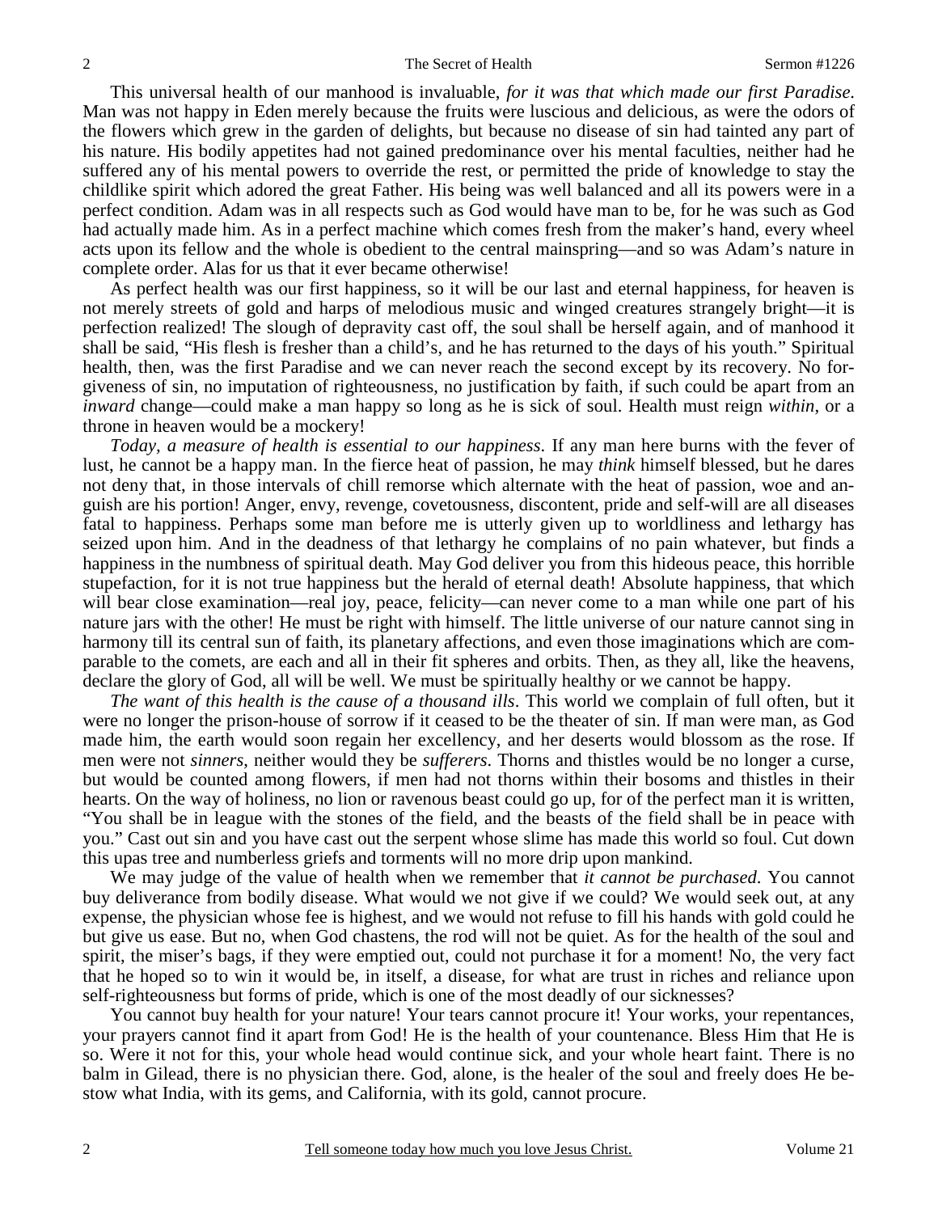This universal health of our manhood is invaluable, *for it was that which made our first Paradise*. Man was not happy in Eden merely because the fruits were luscious and delicious, as were the odors of the flowers which grew in the garden of delights, but because no disease of sin had tainted any part of his nature. His bodily appetites had not gained predominance over his mental faculties, neither had he suffered any of his mental powers to override the rest, or permitted the pride of knowledge to stay the childlike spirit which adored the great Father. His being was well balanced and all its powers were in a perfect condition. Adam was in all respects such as God would have man to be, for he was such as God had actually made him. As in a perfect machine which comes fresh from the maker's hand, every wheel acts upon its fellow and the whole is obedient to the central mainspring—and so was Adam's nature in complete order. Alas for us that it ever became otherwise!

As perfect health was our first happiness, so it will be our last and eternal happiness, for heaven is not merely streets of gold and harps of melodious music and winged creatures strangely bright—it is perfection realized! The slough of depravity cast off, the soul shall be herself again, and of manhood it shall be said, "His flesh is fresher than a child's, and he has returned to the days of his youth." Spiritual health, then, was the first Paradise and we can never reach the second except by its recovery. No forgiveness of sin, no imputation of righteousness, no justification by faith, if such could be apart from an *inward* change—could make a man happy so long as he is sick of soul. Health must reign *within*, or a throne in heaven would be a mockery!

*Today, a measure of health is essential to our happiness*. If any man here burns with the fever of lust, he cannot be a happy man. In the fierce heat of passion, he may *think* himself blessed, but he dares not deny that, in those intervals of chill remorse which alternate with the heat of passion, woe and anguish are his portion! Anger, envy, revenge, covetousness, discontent, pride and self-will are all diseases fatal to happiness. Perhaps some man before me is utterly given up to worldliness and lethargy has seized upon him. And in the deadness of that lethargy he complains of no pain whatever, but finds a happiness in the numbness of spiritual death. May God deliver you from this hideous peace, this horrible stupefaction, for it is not true happiness but the herald of eternal death! Absolute happiness, that which will bear close examination—real joy, peace, felicity—can never come to a man while one part of his nature jars with the other! He must be right with himself. The little universe of our nature cannot sing in harmony till its central sun of faith, its planetary affections, and even those imaginations which are comparable to the comets, are each and all in their fit spheres and orbits. Then, as they all, like the heavens, declare the glory of God, all will be well. We must be spiritually healthy or we cannot be happy.

*The want of this health is the cause of a thousand ills*. This world we complain of full often, but it were no longer the prison-house of sorrow if it ceased to be the theater of sin. If man were man, as God made him, the earth would soon regain her excellency, and her deserts would blossom as the rose. If men were not *sinners*, neither would they be *sufferers*. Thorns and thistles would be no longer a curse, but would be counted among flowers, if men had not thorns within their bosoms and thistles in their hearts. On the way of holiness, no lion or ravenous beast could go up, for of the perfect man it is written, "You shall be in league with the stones of the field, and the beasts of the field shall be in peace with you." Cast out sin and you have cast out the serpent whose slime has made this world so foul. Cut down this upas tree and numberless griefs and torments will no more drip upon mankind.

We may judge of the value of health when we remember that *it cannot be purchased*. You cannot buy deliverance from bodily disease. What would we not give if we could? We would seek out, at any expense, the physician whose fee is highest, and we would not refuse to fill his hands with gold could he but give us ease. But no, when God chastens, the rod will not be quiet. As for the health of the soul and spirit, the miser's bags, if they were emptied out, could not purchase it for a moment! No, the very fact that he hoped so to win it would be, in itself, a disease, for what are trust in riches and reliance upon self-righteousness but forms of pride, which is one of the most deadly of our sicknesses?

You cannot buy health for your nature! Your tears cannot procure it! Your works, your repentances, your prayers cannot find it apart from God! He is the health of your countenance. Bless Him that He is so. Were it not for this, your whole head would continue sick, and your whole heart faint. There is no balm in Gilead, there is no physician there. God, alone, is the healer of the soul and freely does He bestow what India, with its gems, and California, with its gold, cannot procure.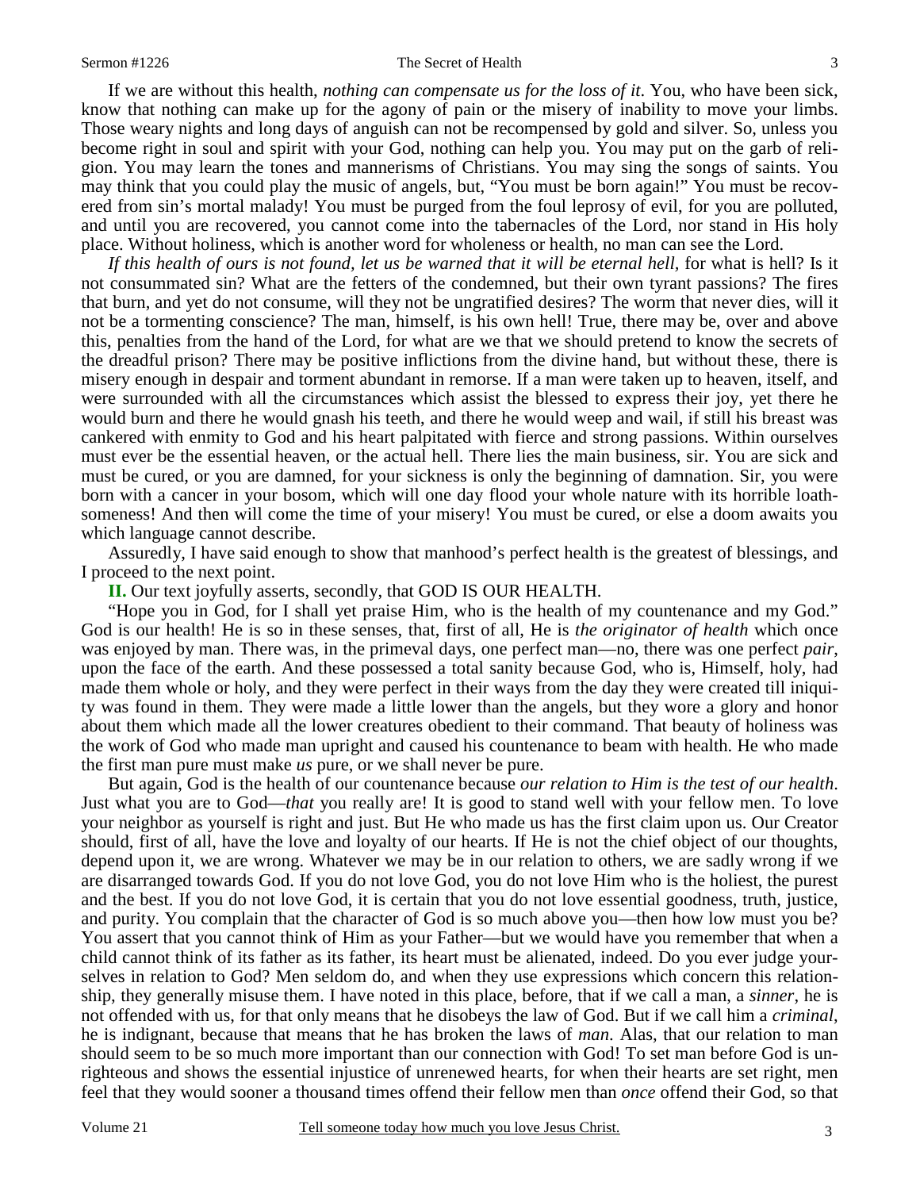If we are without this health, *nothing can compensate us for the loss of it*. You, who have been sick, know that nothing can make up for the agony of pain or the misery of inability to move your limbs. Those weary nights and long days of anguish can not be recompensed by gold and silver. So, unless you become right in soul and spirit with your God, nothing can help you. You may put on the garb of religion. You may learn the tones and mannerisms of Christians. You may sing the songs of saints. You may think that you could play the music of angels, but, "You must be born again!" You must be recovered from sin's mortal malady! You must be purged from the foul leprosy of evil, for you are polluted, and until you are recovered, you cannot come into the tabernacles of the Lord, nor stand in His holy place. Without holiness, which is another word for wholeness or health, no man can see the Lord.

*If this health of ours is not found, let us be warned that it will be eternal hell*, for what is hell? Is it not consummated sin? What are the fetters of the condemned, but their own tyrant passions? The fires that burn, and yet do not consume, will they not be ungratified desires? The worm that never dies, will it not be a tormenting conscience? The man, himself, is his own hell! True, there may be, over and above this, penalties from the hand of the Lord, for what are we that we should pretend to know the secrets of the dreadful prison? There may be positive inflictions from the divine hand, but without these, there is misery enough in despair and torment abundant in remorse. If a man were taken up to heaven, itself, and were surrounded with all the circumstances which assist the blessed to express their joy, yet there he would burn and there he would gnash his teeth, and there he would weep and wail, if still his breast was cankered with enmity to God and his heart palpitated with fierce and strong passions. Within ourselves must ever be the essential heaven, or the actual hell. There lies the main business, sir. You are sick and must be cured, or you are damned, for your sickness is only the beginning of damnation. Sir, you were born with a cancer in your bosom, which will one day flood your whole nature with its horrible loathsomeness! And then will come the time of your misery! You must be cured, or else a doom awaits you which language cannot describe.

Assuredly, I have said enough to show that manhood's perfect health is the greatest of blessings, and I proceed to the next point.

**II.** Our text joyfully asserts, secondly, that GOD IS OUR HEALTH.

"Hope you in God, for I shall yet praise Him, who is the health of my countenance and my God." God is our health! He is so in these senses, that, first of all, He is *the originator of health* which once was enjoyed by man. There was, in the primeval days, one perfect man—no, there was one perfect *pair*, upon the face of the earth. And these possessed a total sanity because God, who is, Himself, holy, had made them whole or holy, and they were perfect in their ways from the day they were created till iniquity was found in them. They were made a little lower than the angels, but they wore a glory and honor about them which made all the lower creatures obedient to their command. That beauty of holiness was the work of God who made man upright and caused his countenance to beam with health. He who made the first man pure must make *us* pure, or we shall never be pure.

But again, God is the health of our countenance because *our relation to Him is the test of our health*. Just what you are to God—*that* you really are! It is good to stand well with your fellow men. To love your neighbor as yourself is right and just. But He made us has the first claim upon us. Our Creator should, first of all, have the love and loyalty of our hearts. If He is not the chief object of our thoughts, depend upon it, we are wrong. Whatever we may be in our relation to others, we are sadly wrong if we are disarranged towards God. If you do not love God, you do not love Him who is the holiest, the purest and the best. If you do not love God, it is certain that you do not love essential goodness, truth, justice, and purity. You complain that the character of God is so much above you—then how low must you be? You assert that you cannot think of Him as your Father—but we would have you remember that when a child cannot think of its father as its father, its heart must be alienated, indeed. Do you ever judge yourselves in relation to God? Men seldom do, and when they use expressions which concern this relationship, they generally misuse them. I have noted in this place, before, that if we call a man, a *sinner*, he is not offended with us, for that only means that he disobeys the law of God. But if we call him a *criminal*, he is indignant, because that means that he has broken the laws of *man*. Alas, that our relation to man should seem to be so much more important than our connection with God! To set man before God is unrighteous and shows the essential injustice of unrenewed hearts, for when their hearts are set right, men feel that they would sooner a thousand times offend their fellow men than *once* offend their God, so that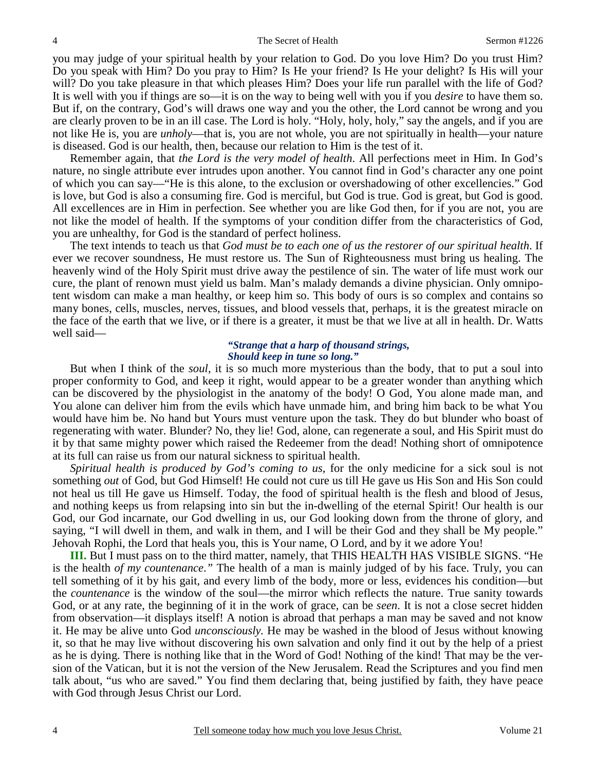you may judge of your spiritual health by your relation to God. Do you love Him? Do you trust Him? Do you speak with Him? Do you pray to Him? Is He your friend? Is He your delight? Is His will your will? Do you take pleasure in that which pleases Him? Does your life run parallel with the life of God? It is well with you if things are so—it is on the way to being well with you if you *desire* to have them so. But if, on the contrary, God's will draws one way and you the other, the Lord cannot be wrong and you are clearly proven to be in an ill case. The Lord is holy. "Holy, holy, holy," say the angels, and if you are not like He is, you are *unholy*—that is, you are not whole, you are not spiritually in health—your nature is diseased. God is our health, then, because our relation to Him is the test of it.

Remember again, that *the Lord is the very model of health*. All perfections meet in Him. In God's nature, no single attribute ever intrudes upon another. You cannot find in God's character any one point of which you can say—"He is this alone, to the exclusion or overshadowing of other excellencies." God is love, but God is also a consuming fire. God is merciful, but God is true. God is great, but God is good. All excellences are in Him in perfection. See whether you are like God then, for if you are not, you are not like the model of health. If the symptoms of your condition differ from the characteristics of God, you are unhealthy, for God is the standard of perfect holiness.

The text intends to teach us that *God must be to each one of us the restorer of our spiritual health*. If ever we recover soundness, He must restore us. The Sun of Righteousness must bring us healing. The heavenly wind of the Holy Spirit must drive away the pestilence of sin. The water of life must work our cure, the plant of renown must yield us balm. Man's malady demands a divine physician. Only omnipotent wisdom can make a man healthy, or keep him so. This body of ours is so complex and contains so many bones, cells, muscles, nerves, tissues, and blood vessels that, perhaps, it is the greatest miracle on the face of the earth that we live, or if there is a greater, it must be that we live at all in health. Dr. Watts well said—

> ***"Strange that a harp of thousand strings,***
> ***Should keep in tune so long."***

But when I think of the *soul*, it is so much more mysterious than the body, that to put a soul into proper conformity to God, and keep it right, would appear to be a greater wonder than anything which can be discovered by the physiologist in the anatomy of the body! O God, You alone made man, and You alone can deliver him from the evils which have unmade him, and bring him back to be what You would have him be. No hand but Yours must venture upon the task. They do but blunder who boast of regenerating with water. Blunder? No, they lie! God, alone, can regenerate a soul, and His Spirit must do it by that same mighty power which raised the Redeemer from the dead! Nothing short of omnipotence at its full can raise us from our natural sickness to spiritual health.

*Spiritual health is produced by God's coming to us*, for the only medicine for a sick soul is not something *out* of God, but God Himself! He could not cure us till He gave us His Son and His Son could not heal us till He gave us Himself. Today, the food of spiritual health is the flesh and blood of Jesus, and nothing keeps us from relapsing into sin but the in-dwelling of the eternal Spirit! Our health is our God, our God incarnate, our God dwelling in us, our God looking down from the throne of glory, and saying, "I will dwell in them, and walk in them, and I will be their God and they shall be My people." Jehovah Rophi, the Lord that heals you, this is Your name, O Lord, and by it we adore You!

**III.** But I must pass on to the third matter, namely, that THIS HEALTH HAS VISIBLE SIGNS. "He is the health *of my countenance."* The health of a man is mainly judged of by his face. Truly, you can tell something of it by his gait, and every limb of the body, more or less, evidences his condition—but the *countenance* is the window of the soul—the mirror which reflects the nature. True sanity towards God, or at any rate, the beginning of it in the work of grace, can be *seen*. It is not a close secret hidden from observation—it displays itself! A notion is abroad that perhaps a man may be saved and not know it. He may be alive unto God *unconsciously.* He may be washed in the blood of Jesus without knowing it, so that he may live without discovering his own salvation and only find it out by the help of a priest as he is dying. There is nothing like that in the Word of God! Nothing of the kind! That may be the version of the Vatican, but it is not the version of the New Jerusalem. Read the Scriptures and you find men talk about, "us who are saved." You find them declaring that, being justified by faith, they have peace with God through Jesus Christ our Lord.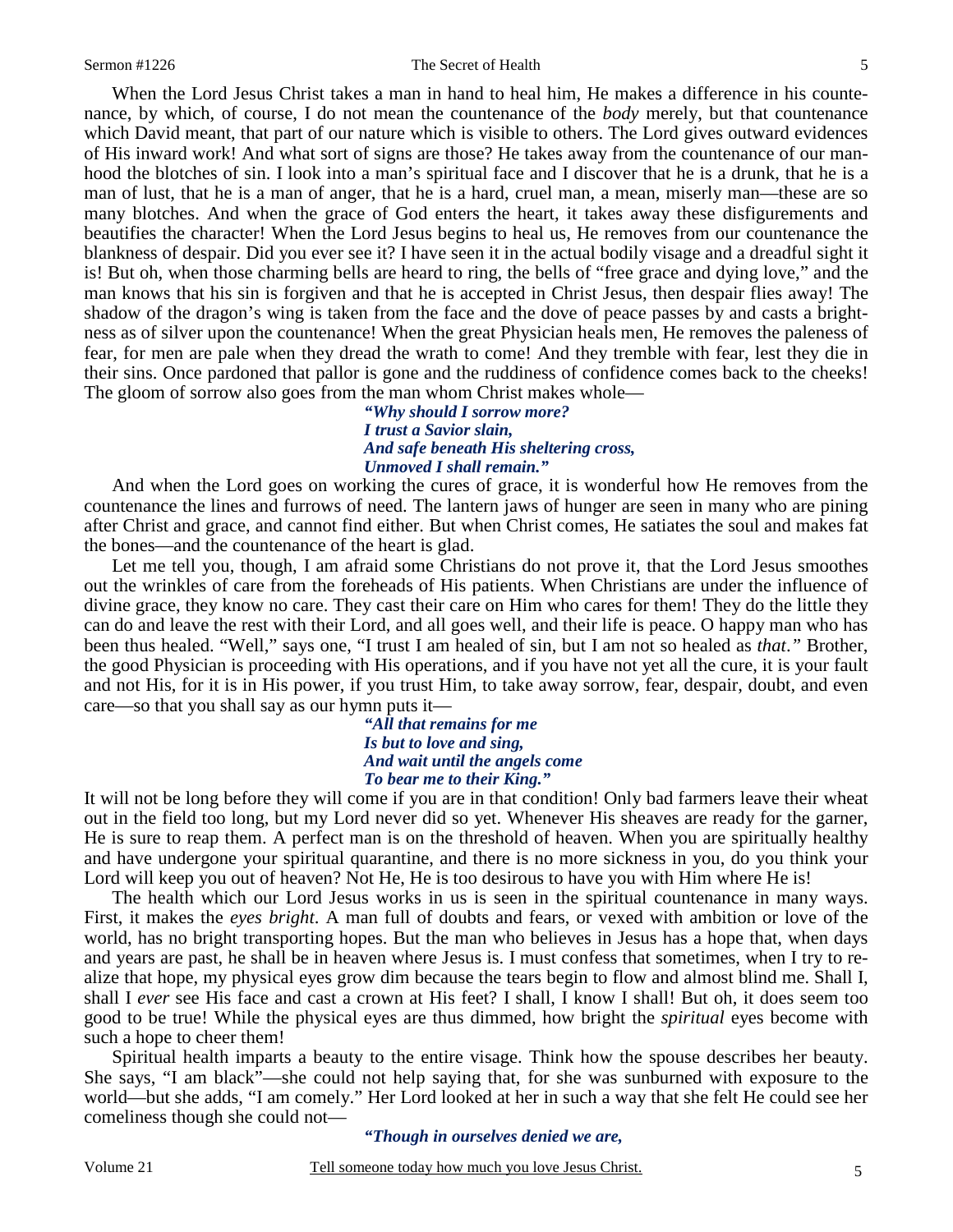When the Lord Jesus Christ takes a man in hand to heal him, He makes a difference in his countenance, by which, of course, I do not mean the countenance of the *body* merely, but that countenance which David meant, that part of our nature which is visible to others. The Lord gives outward evidences of His inward work! And what sort of signs are those? He takes away from the countenance of our manhood the blotches of sin. I look into a man's spiritual face and I discover that he is a drunk, that he is a man of lust, that he is a man of anger, that he is a hard, cruel man, a mean, miserly man—these are so many blotches. And when the grace of God enters the heart, it takes away these disfigurements and beautifies the character! When the Lord Jesus begins to heal us, He removes from our countenance the blankness of despair. Did you ever see it? I have seen it in the actual bodily visage and a dreadful sight it is! But oh, when those charming bells are heard to ring, the bells of "free grace and dying love," and the man knows that his sin is forgiven and that he is accepted in Christ Jesus, then despair flies away! The shadow of the dragon's wing is taken from the face and the dove of peace passes by and casts a brightness as of silver upon the countenance! When the great Physician heals men, He removes the paleness of fear, for men are pale when they dread the wrath to come! And they tremble with fear, lest they die in their sins. Once pardoned that pallor is gone and the ruddiness of confidence comes back to the cheeks! The gloom of sorrow also goes from the man whom Christ makes whole—

> *"Why should I sorrow more?*
> *I trust a Savior slain,*
> *And safe beneath His sheltering cross,*
> *Unmoved I shall remain."*

And when the Lord goes on working the cures of grace, it is wonderful how He removes from the countenance the lines and furrows of need. The lantern jaws of hunger are seen in many who are pining after Christ and grace, and cannot find either. But when Christ comes, He satiates the soul and makes fat the bones—and the countenance of the heart is glad.

Let me tell you, though, I am afraid some Christians do not prove it, that the Lord Jesus smoothes out the wrinkles of care from the foreheads of His patients. When Christians are under the influence of divine grace, they know no care. They cast their care on Him who cares for them! They do the little they can do and leave the rest with their Lord, and all goes well, and their life is peace. O happy man who has been thus healed. "Well," says one, "I trust I am healed of sin, but I am not so healed as *that*." Brother, the good Physician is proceeding with His operations, and if you have not yet all the cure, it is your fault and not His, for it is in His power, if you trust Him, to take away sorrow, fear, despair, doubt, and even care—so that you shall say as our hymn puts it—

> *"All that remains for me*
> *Is but to love and sing,*
> *And wait until the angels come*
> *To bear me to their King."*

It will not be long before they will come if you are in that condition! Only bad farmers leave their wheat out in the field too long, but my Lord never did so yet. Whenever His sheaves are ready for the garner, He is sure to reap them. A perfect man is on the threshold of heaven. When you are spiritually healthy and have undergone your spiritual quarantine, and there is no more sickness in you, do you think your Lord will keep you out of heaven? Not He, He is too desirous to have you with Him where He is!

The health which our Lord Jesus works in us is seen in the spiritual countenance in many ways. First, it makes the *eyes bright*. A man full of doubts and fears, or vexed with ambition or love of the world, has no bright transporting hopes. But the man who believes in Jesus has a hope that, when days and years are past, he shall be in heaven where Jesus is. I must confess that sometimes, when I try to realize that hope, my physical eyes grow dim because the tears begin to flow and almost blind me. Shall I, shall I *ever* see His face and cast a crown at His feet? I shall, I know I shall! But oh, it does seem too good to be true! While the physical eyes are thus dimmed, how bright the *spiritual* eyes become with such a hope to cheer them!

Spiritual health imparts a beauty to the entire visage. Think how the spouse describes her beauty. She says, "I am black"—she could not help saying that, for she was sunburned with exposure to the world—but she adds, "I am comely." Her Lord looked at her in such a way that she felt He could see her comeliness though she could not—

> *"Though in ourselves denied we are,*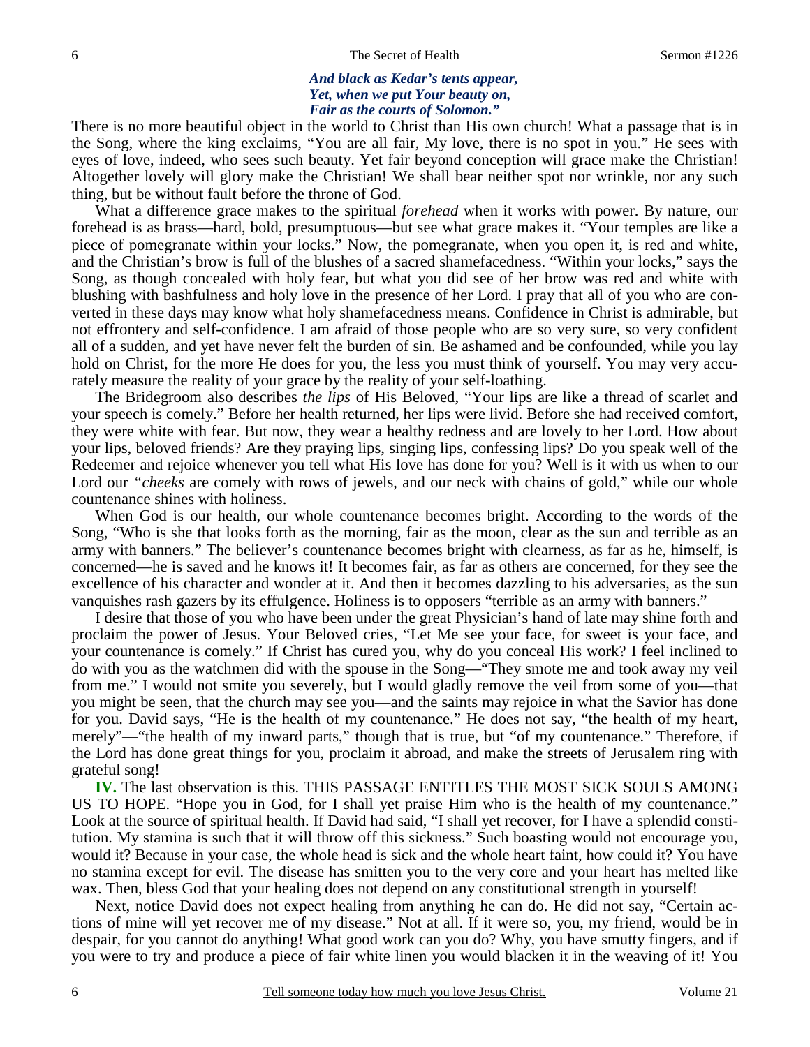*And black as Kedar's tents appear,*
*Yet, when we put Your beauty on,*
*Fair as the courts of Solomon."*

There is no more beautiful object in the world to Christ than His own church! What a passage that is in the Song, where the king exclaims, "You are all fair, My love, there is no spot in you." He sees with eyes of love, indeed, who sees such beauty. Yet fair beyond conception will grace make the Christian! Altogether lovely will glory make the Christian! We shall bear neither spot nor wrinkle, nor any such thing, but be without fault before the throne of God.

What a difference grace makes to the spiritual *forehead* when it works with power. By nature, our forehead is as brass—hard, bold, presumptuous—but see what grace makes it. "Your temples are like a piece of pomegranate within your locks." Now, the pomegranate, when you open it, is red and white, and the Christian's brow is full of the blushes of a sacred shamefacedness. "Within your locks," says the Song, as though concealed with holy fear, but what you did see of her brow was red and white with blushing with bashfulness and holy love in the presence of her Lord. I pray that all of you who are converted in these days may know what holy shamefacedness means. Confidence in Christ is admirable, but not effrontery and self-confidence. I am afraid of those people who are so very sure, so very confident all of a sudden, and yet have never felt the burden of sin. Be ashamed and be confounded, while you lay hold on Christ, for the more He does for you, the less you must think of yourself. You may very accurately measure the reality of your grace by the reality of your self-loathing.

The Bridegroom also describes *the lips* of His Beloved, "Your lips are like a thread of scarlet and your speech is comely." Before her health returned, her lips were livid. Before she had received comfort, they were white with fear. But now, they wear a healthy redness and are lovely to her Lord. How about your lips, beloved friends? Are they praying lips, singing lips, confessing lips? Do you speak well of the Redeemer and rejoice whenever you tell what His love has done for you? Well is it with us when to our Lord our *"cheeks* are comely with rows of jewels, and our neck with chains of gold," while our whole countenance shines with holiness.

When God is our health, our whole countenance becomes bright. According to the words of the Song, "Who is she that looks forth as the morning, fair as the moon, clear as the sun and terrible as an army with banners." The believer's countenance becomes bright with clearness, as far as he, himself, is concerned—he is saved and he knows it! It becomes fair, as far as others are concerned, for they see the excellence of his character and wonder at it. And then it becomes dazzling to his adversaries, as the sun vanquishes rash gazers by its effulgence. Holiness is to opposers "terrible as an army with banners."

I desire that those of you who have been under the great Physician's hand of late may shine forth and proclaim the power of Jesus. Your Beloved cries, "Let Me see your face, for sweet is your face, and your countenance is comely." If Christ has cured you, why do you conceal His work? I feel inclined to do with you as the watchmen did with the spouse in the Song—"They smote me and took away my veil from me." I would not smite you severely, but I would gladly remove the veil from some of you—that you might be seen, that the church may see you—and the saints may rejoice in what the Savior has done for you. David says, "He is the health of my countenance." He does not say, "the health of my heart, merely"—"the health of my inward parts," though that is true, but "of my countenance." Therefore, if the Lord has done great things for you, proclaim it abroad, and make the streets of Jerusalem ring with grateful song!

**IV.** The last observation is this. THIS PASSAGE ENTITLES THE MOST SICK SOULS AMONG US TO HOPE. "Hope you in God, for I shall yet praise Him who is the health of my countenance." Look at the source of spiritual health. If David had said, "I shall yet recover, for I have a splendid constitution. My stamina is such that it will throw off this sickness." Such boasting would not encourage you, would it? Because in your case, the whole head is sick and the whole heart faint, how could it? You have no stamina except for evil. The disease has smitten you to the very core and your heart has melted like wax. Then, bless God that your healing does not depend on any constitutional strength in yourself!

Next, notice David does not expect healing from anything he can do. He did not say, "Certain actions of mine will yet recover me of my disease." Not at all. If it were so, you, my friend, would be in despair, for you cannot do anything! What good work can you do? Why, you have smutty fingers, and if you were to try and produce a piece of fair white linen you would blacken it in the weaving of it! You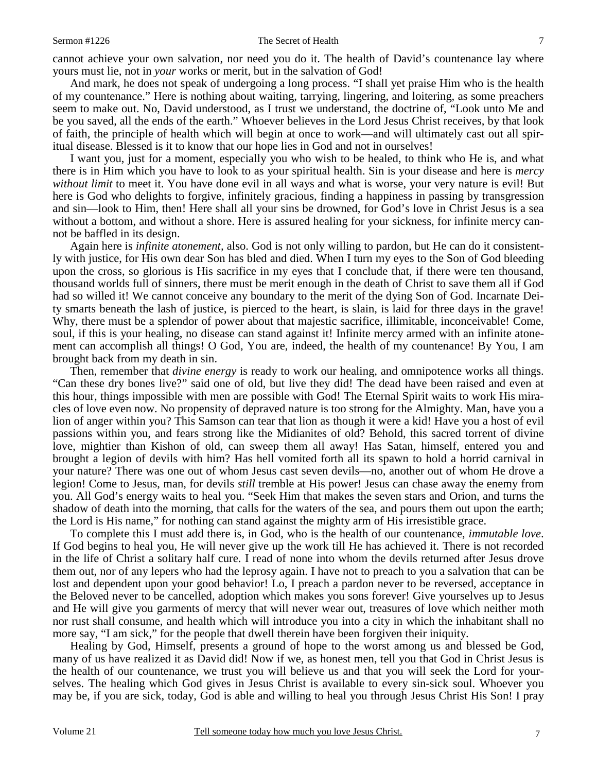cannot achieve your own salvation, nor need you do it. The health of David's countenance lay where yours must lie, not in *your* works or merit, but in the salvation of God!

And mark, he does not speak of undergoing a long process. "I shall yet praise Him who is the health of my countenance." Here is nothing about waiting, tarrying, lingering, and loitering, as some preachers seem to make out. No, David understood, as I trust we understand, the doctrine of, "Look unto Me and be you saved, all the ends of the earth." Whoever believes in the Lord Jesus Christ receives, by that look of faith, the principle of health which will begin at once to work—and will ultimately cast out all spiritual disease. Blessed is it to know that our hope lies in God and not in ourselves!

I want you, just for a moment, especially you who wish to be healed, to think who He is, and what there is in Him which you have to look to as your spiritual health. Sin is your disease and here is *mercy without limit* to meet it. You have done evil in all ways and what is worse, your very nature is evil! But here is God who delights to forgive, infinitely gracious, finding a happiness in passing by transgression and sin—look to Him, then! Here shall all your sins be drowned, for God's love in Christ Jesus is a sea without a bottom, and without a shore. Here is assured healing for your sickness, for infinite mercy cannot be baffled in its design.

Again here is *infinite atonement,* also. God is not only willing to pardon, but He can do it consistently with justice, for His own dear Son has bled and died. When I turn my eyes to the Son of God bleeding upon the cross, so glorious is His sacrifice in my eyes that I conclude that, if there were ten thousand, thousand worlds full of sinners, there must be merit enough in the death of Christ to save them all if God had so willed it! We cannot conceive any boundary to the merit of the dying Son of God. Incarnate Deity smarts beneath the lash of justice, is pierced to the heart, is slain, is laid for three days in the grave! Why, there must be a splendor of power about that majestic sacrifice, illimitable, inconceivable! Come, soul, if this is your healing, no disease can stand against it! Infinite mercy armed with an infinite atonement can accomplish all things! O God, You are, indeed, the health of my countenance! By You, I am brought back from my death in sin.

Then, remember that *divine energy* is ready to work our healing, and omnipotence works all things. "Can these dry bones live?" said one of old, but live they did! The dead have been raised and even at this hour, things impossible with men are possible with God! The Eternal Spirit waits to work His miracles of love even now. No propensity of depraved nature is too strong for the Almighty. Man, have you a lion of anger within you? This Samson can tear that lion as though it were a kid! Have you a host of evil passions within you, and fears strong like the Midianites of old? Behold, this sacred torrent of divine love, mightier than Kishon of old, can sweep them all away! Has Satan, himself, entered you and brought a legion of devils with him? Has hell vomited forth all its spawn to hold a horrid carnival in your nature? There was one out of whom Jesus cast seven devils—no, another out of whom He drove a legion! Come to Jesus, man, for devils *still* tremble at His power! Jesus can chase away the enemy from you. All God's energy waits to heal you. "Seek Him that makes the seven stars and Orion, and turns the shadow of death into the morning, that calls for the waters of the sea, and pours them out upon the earth; the Lord is His name," for nothing can stand against the mighty arm of His irresistible grace.

To complete this I must add there is, in God, who is the health of our countenance, *immutable love*. If God begins to heal you, He will never give up the work till He has achieved it. There is not recorded in the life of Christ a solitary half cure. I read of none into whom the devils returned after Jesus drove them out, nor of any lepers who had the leprosy again. I have not to preach to you a salvation that can be lost and dependent upon your good behavior! Lo, I preach a pardon never to be reversed, acceptance in the Beloved never to be cancelled, adoption which makes you sons forever! Give yourselves up to Jesus and He will give you garments of mercy that will never wear out, treasures of love which neither moth nor rust shall consume, and health which will introduce you into a city in which the inhabitant shall no more say, "I am sick," for the people that dwell therein have been forgiven their iniquity.

Healing by God, Himself, presents a ground of hope to the worst among us and blessed be God, many of us have realized it as David did! Now if we, as honest men, tell you that God in Christ Jesus is the health of our countenance, we trust you will believe us and that you will seek the Lord for yourselves. The healing which God gives in Jesus Christ is available to every sin-sick soul. Whoever you may be, if you are sick, today, God is able and willing to heal you through Jesus Christ His Son! I pray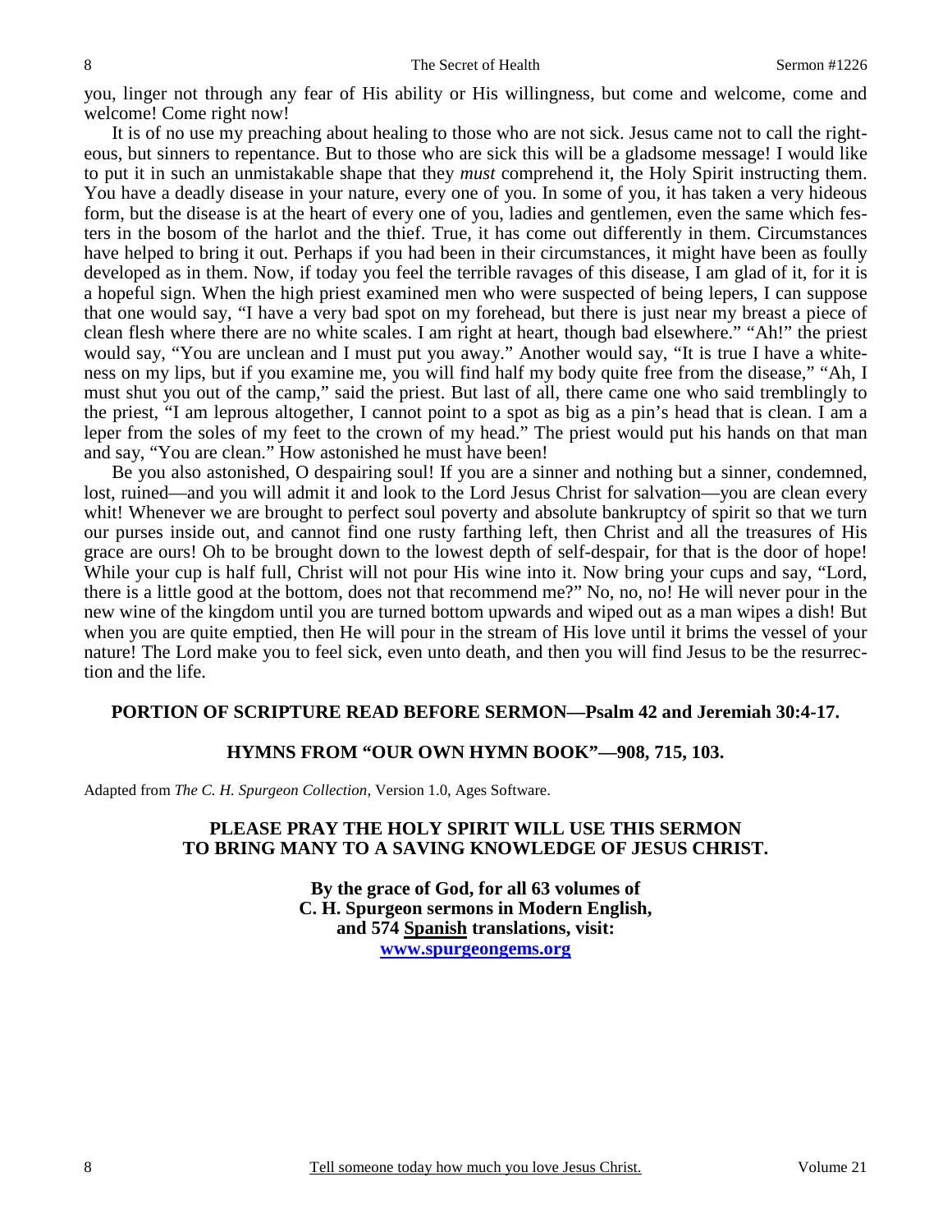you, linger not through any fear of His ability or His willingness, but come and welcome, come and welcome! Come right now!

It is of no use my preaching about healing to those who are not sick. Jesus came not to call the righteous, but sinners to repentance. But to those who are sick this will be a gladsome message! I would like to put it in such an unmistakable shape that they *must* comprehend it, the Holy Spirit instructing them. You have a deadly disease in your nature, every one of you. In some of you, it has taken a very hideous form, but the disease is at the heart of every one of you, ladies and gentlemen, even the same which festers in the bosom of the harlot and the thief. True, it has come out differently in them. Circumstances have helped to bring it out. Perhaps if you had been in their circumstances, it might have been as foully developed as in them. Now, if today you feel the terrible ravages of this disease, I am glad of it, for it is a hopeful sign. When the high priest examined men who were suspected of being lepers, I can suppose that one would say, "I have a very bad spot on my forehead, but there is just near my breast a piece of clean flesh where there are no white scales. I am right at heart, though bad elsewhere." "Ah!" the priest would say, "You are unclean and I must put you away." Another would say, "It is true I have a whiteness on my lips, but if you examine me, you will find half my body quite free from the disease," "Ah, I must shut you out of the camp," said the priest. But last of all, there came one who said tremblingly to the priest, "I am leprous altogether, I cannot point to a spot as big as a pin's head that is clean. I am a leper from the soles of my feet to the crown of my head." The priest would put his hands on that man and say, "You are clean." How astonished he must have been!

Be you also astonished, O despairing soul! If you are a sinner and nothing but a sinner, condemned, lost, ruined—and you will admit it and look to the Lord Jesus Christ for salvation—you are clean every whit! Whenever we are brought to perfect soul poverty and absolute bankruptcy of spirit so that we turn our purses inside out, and cannot find one rusty farthing left, then Christ and all the treasures of His grace are ours! Oh to be brought down to the lowest depth of self-despair, for that is the door of hope! While your cup is half full, Christ will not pour His wine into it. Now bring your cups and say, "Lord, there is a little good at the bottom, does not that recommend me?" No, no, no! He will never pour in the new wine of the kingdom until you are turned bottom upwards and wiped out as a man wipes a dish! But when you are quite emptied, then He will pour in the stream of His love until it brims the vessel of your nature! The Lord make you to feel sick, even unto death, and then you will find Jesus to be the resurrection and the life.

**PORTION OF SCRIPTURE READ BEFORE SERMON—Psalm 42 and Jeremiah 30:4-17.**

**HYMNS FROM "OUR OWN HYMN BOOK"—908, 715, 103.**

Adapted from *The C. H. Spurgeon Collection*, Version 1.0, Ages Software.

**PLEASE PRAY THE HOLY SPIRIT WILL USE THIS SERMON TO BRING MANY TO A SAVING KNOWLEDGE OF JESUS CHRIST.**

**By the grace of God, for all 63 volumes of C. H. Spurgeon sermons in Modern English, and 574 Spanish translations, visit: www.spurgeongems.org**